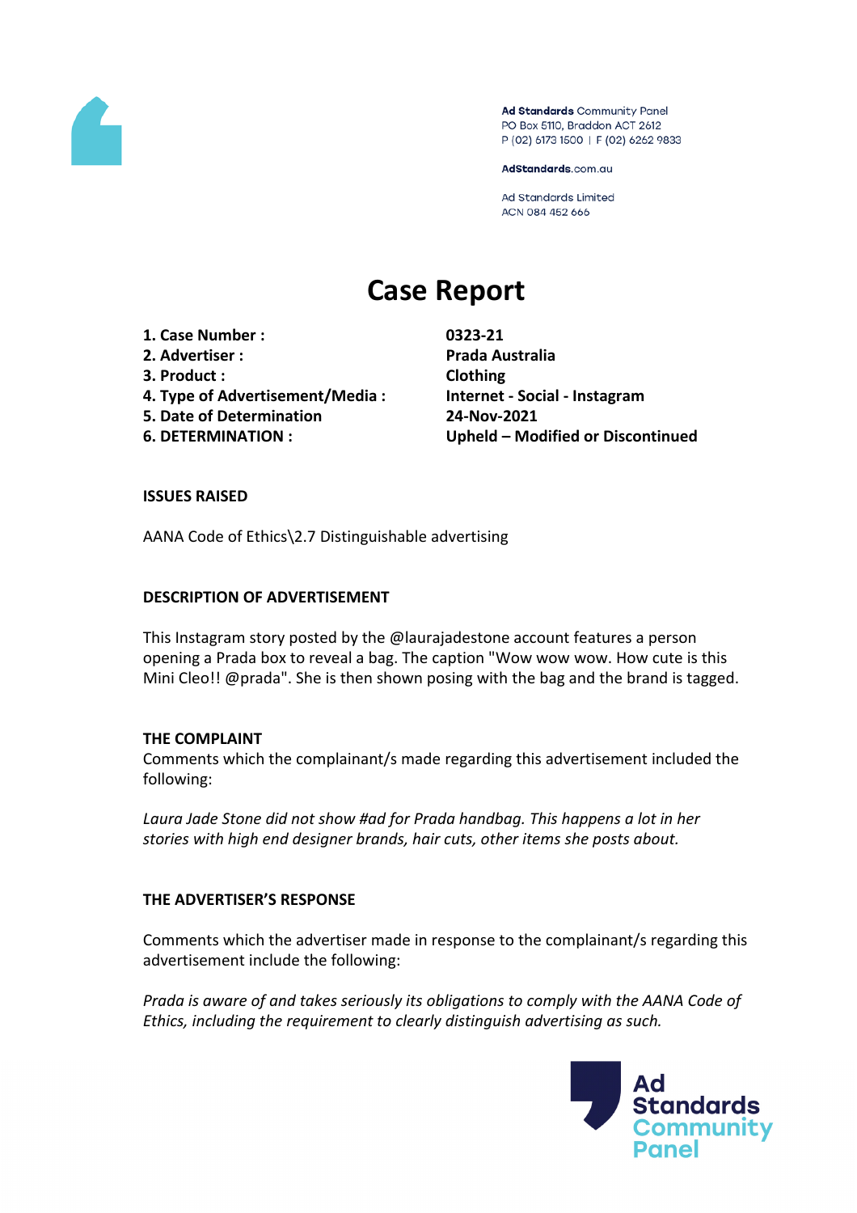Ad Standards Community Panel
PO Box 5110, Braddon ACT 2612
P (02) 6173 1500 | F (02) 6262 9833

AdStandards.com.au

Ad Standards Limited
ACN 084 452 666

# Case Report

| | |
|---|---|
| **1. Case Number :** | **0323-21** |
| **2. Advertiser :** | **Prada Australia** |
| **3. Product :** | **Clothing** |
| **4. Type of Advertisement/Media :** | **Internet - Social - Instagram** |
| **5. Date of Determination** | **24-Nov-2021** |
| **6. DETERMINATION :** | **Upheld – Modified or Discontinued** |

**ISSUES RAISED**

AANA Code of Ethics\2.7 Distinguishable advertising

**DESCRIPTION OF ADVERTISEMENT**

This Instagram story posted by the @laurajadestone account features a person opening a Prada box to reveal a bag. The caption "Wow wow wow. How cute is this Mini Cleo!! @prada". She is then shown posing with the bag and the brand is tagged.

**THE COMPLAINT**

Comments which the complainant/s made regarding this advertisement included the following:

*Laura Jade Stone did not show #ad for Prada handbag. This happens a lot in her stories with high end designer brands, hair cuts, other items she posts about.*

**THE ADVERTISER'S RESPONSE**

Comments which the advertiser made in response to the complainant/s regarding this advertisement include the following:

*Prada is aware of and takes seriously its obligations to comply with the AANA Code of Ethics, including the requirement to clearly distinguish advertising as such.*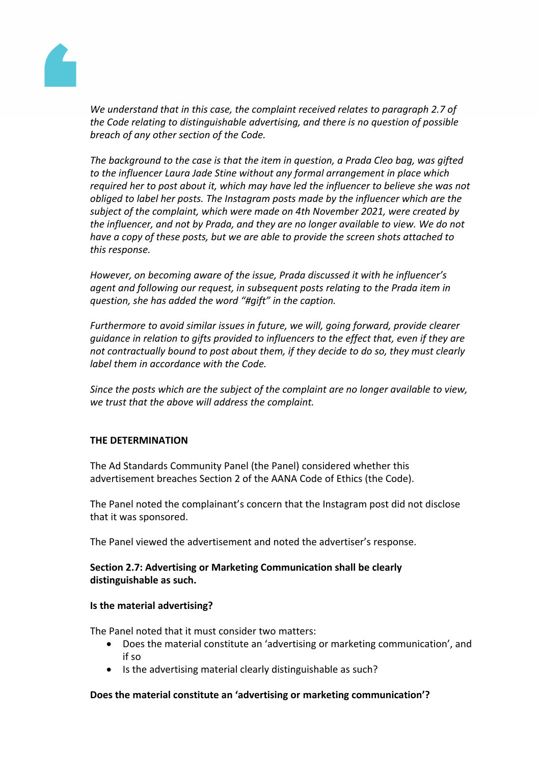*We understand that in this case, the complaint received relates to paragraph 2.7 of the Code relating to distinguishable advertising, and there is no question of possible breach of any other section of the Code.*

*The background to the case is that the item in question, a Prada Cleo bag, was gifted to the influencer Laura Jade Stine without any formal arrangement in place which required her to post about it, which may have led the influencer to believe she was not obliged to label her posts. The Instagram posts made by the influencer which are the subject of the complaint, which were made on 4th November 2021, were created by the influencer, and not by Prada, and they are no longer available to view. We do not have a copy of these posts, but we are able to provide the screen shots attached to this response.*

*However, on becoming aware of the issue, Prada discussed it with he influencer's agent and following our request, in subsequent posts relating to the Prada item in question, she has added the word "#gift" in the caption.*

*Furthermore to avoid similar issues in future, we will, going forward, provide clearer guidance in relation to gifts provided to influencers to the effect that, even if they are not contractually bound to post about them, if they decide to do so, they must clearly label them in accordance with the Code.*

*Since the posts which are the subject of the complaint are no longer available to view, we trust that the above will address the complaint.*

**THE DETERMINATION**

The Ad Standards Community Panel (the Panel) considered whether this advertisement breaches Section 2 of the AANA Code of Ethics (the Code).

The Panel noted the complainant's concern that the Instagram post did not disclose that it was sponsored.

The Panel viewed the advertisement and noted the advertiser's response.

**Section 2.7: Advertising or Marketing Communication shall be clearly distinguishable as such.**

**Is the material advertising?**

The Panel noted that it must consider two matters:

- Does the material constitute an 'advertising or marketing communication', and if so
- Is the advertising material clearly distinguishable as such?

**Does the material constitute an 'advertising or marketing communication'?**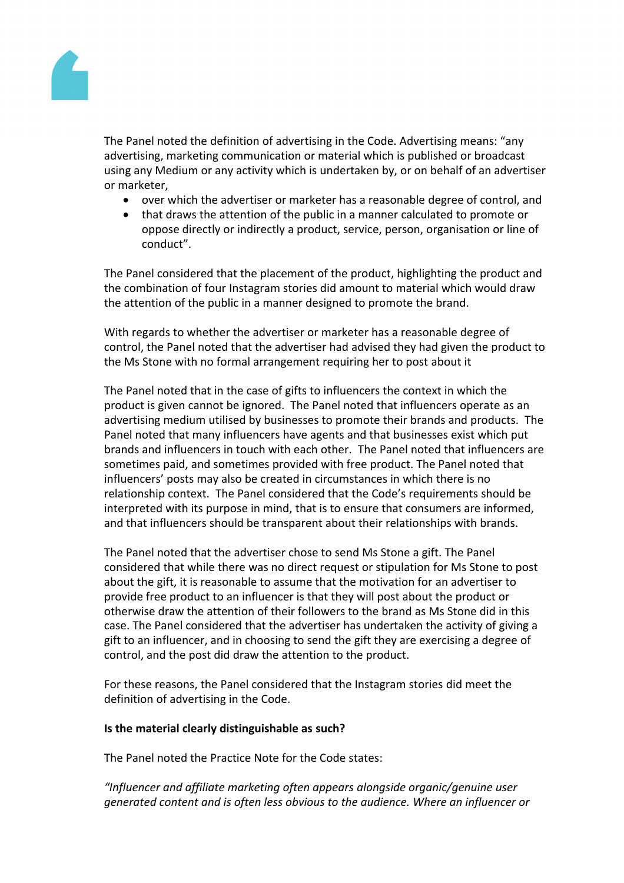The Panel noted the definition of advertising in the Code. Advertising means: "any advertising, marketing communication or material which is published or broadcast using any Medium or any activity which is undertaken by, or on behalf of an advertiser or marketer,

- over which the advertiser or marketer has a reasonable degree of control, and
- that draws the attention of the public in a manner calculated to promote or oppose directly or indirectly a product, service, person, organisation or line of conduct".

The Panel considered that the placement of the product, highlighting the product and the combination of four Instagram stories did amount to material which would draw the attention of the public in a manner designed to promote the brand.

With regards to whether the advertiser or marketer has a reasonable degree of control, the Panel noted that the advertiser had advised they had given the product to the Ms Stone with no formal arrangement requiring her to post about it

The Panel noted that in the case of gifts to influencers the context in which the product is given cannot be ignored. The Panel noted that influencers operate as an advertising medium utilised by businesses to promote their brands and products. The Panel noted that many influencers have agents and that businesses exist which put brands and influencers in touch with each other. The Panel noted that influencers are sometimes paid, and sometimes provided with free product. The Panel noted that influencers' posts may also be created in circumstances in which there is no relationship context. The Panel considered that the Code's requirements should be interpreted with its purpose in mind, that is to ensure that consumers are informed, and that influencers should be transparent about their relationships with brands.

The Panel noted that the advertiser chose to send Ms Stone a gift. The Panel considered that while there was no direct request or stipulation for Ms Stone to post about the gift, it is reasonable to assume that the motivation for an advertiser to provide free product to an influencer is that they will post about the product or otherwise draw the attention of their followers to the brand as Ms Stone did in this case. The Panel considered that the advertiser has undertaken the activity of giving a gift to an influencer, and in choosing to send the gift they are exercising a degree of control, and the post did draw the attention to the product.

For these reasons, the Panel considered that the Instagram stories did meet the definition of advertising in the Code.

**Is the material clearly distinguishable as such?**

The Panel noted the Practice Note for the Code states:

*"Influencer and affiliate marketing often appears alongside organic/genuine user generated content and is often less obvious to the audience. Where an influencer or*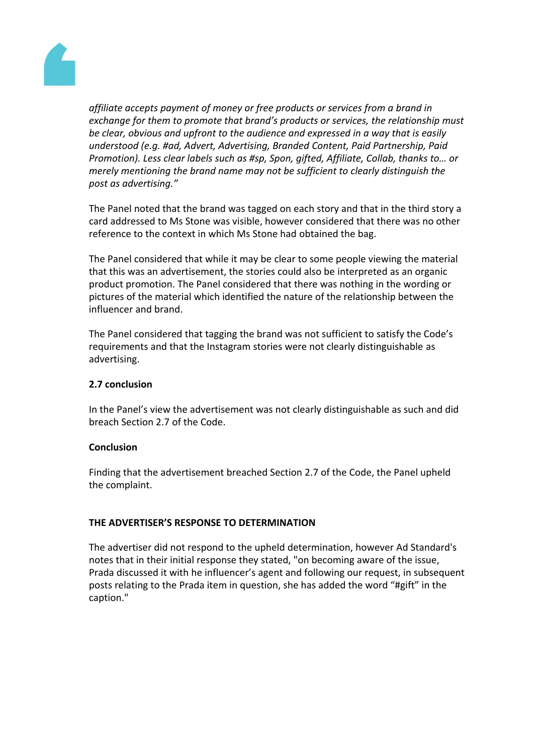*affiliate accepts payment of money or free products or services from a brand in exchange for them to promote that brand's products or services, the relationship must be clear, obvious and upfront to the audience and expressed in a way that is easily understood (e.g. #ad, Advert, Advertising, Branded Content, Paid Partnership, Paid Promotion). Less clear labels such as #sp, Spon, gifted, Affiliate, Collab, thanks to… or merely mentioning the brand name may not be sufficient to clearly distinguish the post as advertising."*

The Panel noted that the brand was tagged on each story and that in the third story a card addressed to Ms Stone was visible, however considered that there was no other reference to the context in which Ms Stone had obtained the bag.

The Panel considered that while it may be clear to some people viewing the material that this was an advertisement, the stories could also be interpreted as an organic product promotion. The Panel considered that there was nothing in the wording or pictures of the material which identified the nature of the relationship between the influencer and brand.

The Panel considered that tagging the brand was not sufficient to satisfy the Code's requirements and that the Instagram stories were not clearly distinguishable as advertising.

**2.7 conclusion**

In the Panel's view the advertisement was not clearly distinguishable as such and did breach Section 2.7 of the Code.

**Conclusion**

Finding that the advertisement breached Section 2.7 of the Code, the Panel upheld the complaint.

**THE ADVERTISER'S RESPONSE TO DETERMINATION**

The advertiser did not respond to the upheld determination, however Ad Standard's notes that in their initial response they stated, "on becoming aware of the issue, Prada discussed it with he influencer's agent and following our request, in subsequent posts relating to the Prada item in question, she has added the word "#gift" in the caption."